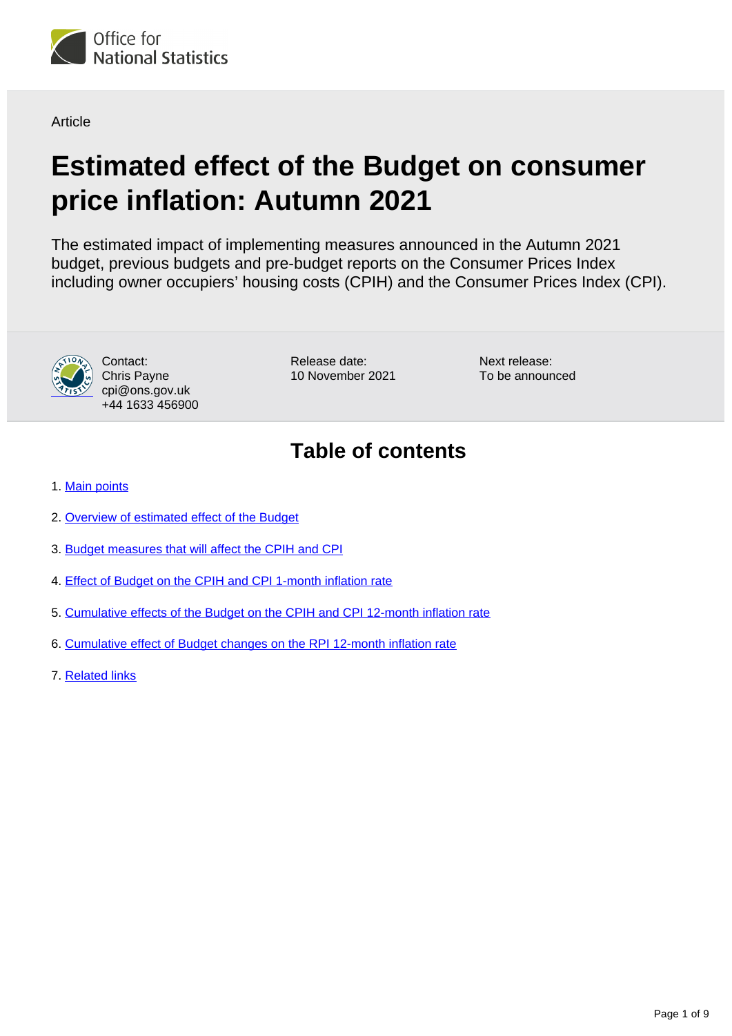Office for National Statistics

Article

# Estimated effect of the Budget on consumer price inflation: Autumn 2021

The estimated impact of implementing measures announced in the Autumn 2021 budget, previous budgets and pre-budget reports on the Consumer Prices Index including owner occupiers' housing costs (CPIH) and the Consumer Prices Index (CPI).

Contact:
Chris Payne
cpi@ons.gov.uk
+44 1633 456900

Release date:
10 November 2021

Next release:
To be announced

## Table of contents

1. Main points
2. Overview of estimated effect of the Budget
3. Budget measures that will affect the CPIH and CPI
4. Effect of Budget on the CPIH and CPI 1-month inflation rate
5. Cumulative effects of the Budget on the CPIH and CPI 12-month inflation rate
6. Cumulative effect of Budget changes on the RPI 12-month inflation rate
7. Related links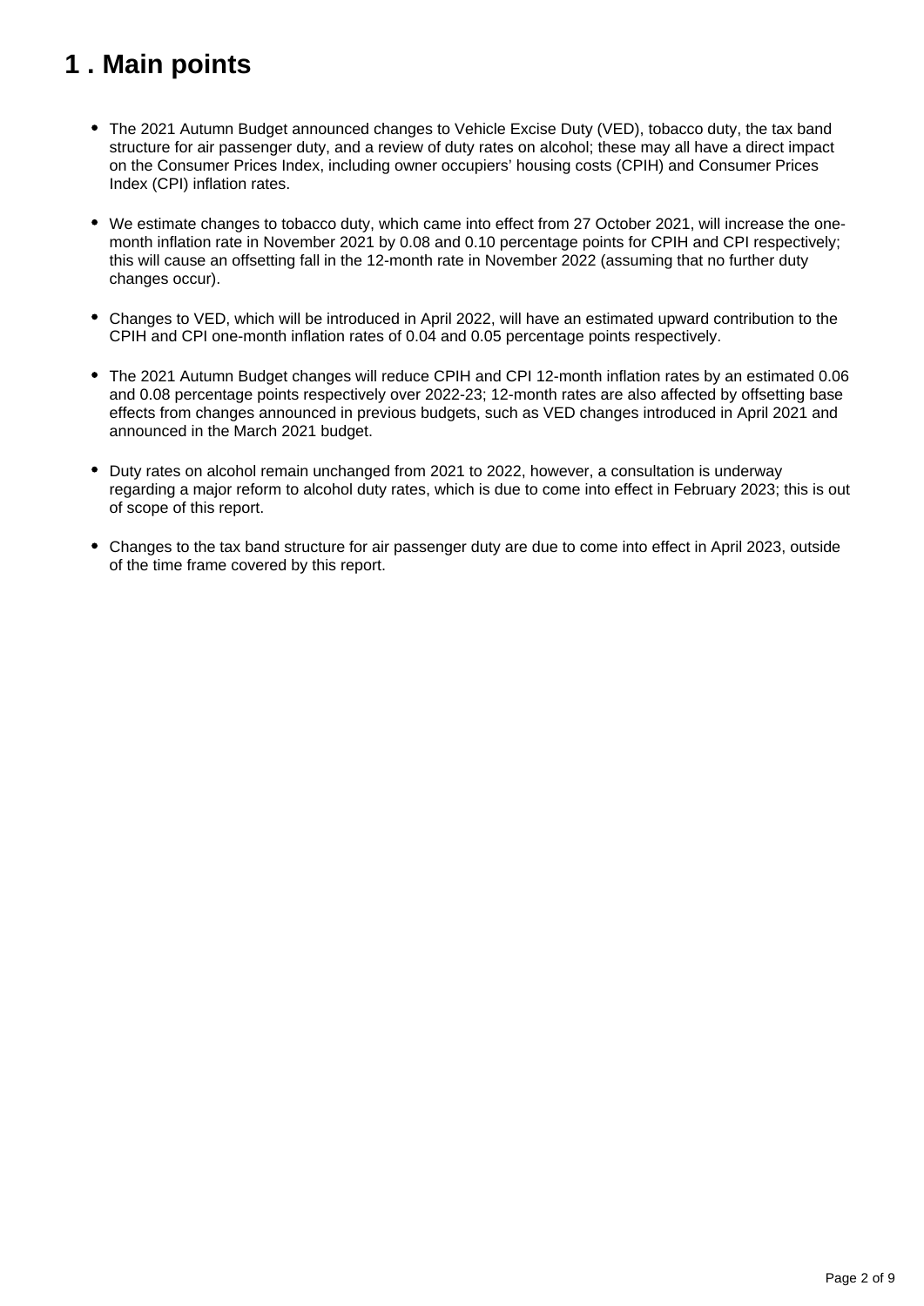# 1 . Main points

- The 2021 Autumn Budget announced changes to Vehicle Excise Duty (VED), tobacco duty, the tax band structure for air passenger duty, and a review of duty rates on alcohol; these may all have a direct impact on the Consumer Prices Index, including owner occupiers' housing costs (CPIH) and Consumer Prices Index (CPI) inflation rates.

- We estimate changes to tobacco duty, which came into effect from 27 October 2021, will increase the one-month inflation rate in November 2021 by 0.08 and 0.10 percentage points for CPIH and CPI respectively; this will cause an offsetting fall in the 12-month rate in November 2022 (assuming that no further duty changes occur).

- Changes to VED, which will be introduced in April 2022, will have an estimated upward contribution to the CPIH and CPI one-month inflation rates of 0.04 and 0.05 percentage points respectively.

- The 2021 Autumn Budget changes will reduce CPIH and CPI 12-month inflation rates by an estimated 0.06 and 0.08 percentage points respectively over 2022-23; 12-month rates are also affected by offsetting base effects from changes announced in previous budgets, such as VED changes introduced in April 2021 and announced in the March 2021 budget.

- Duty rates on alcohol remain unchanged from 2021 to 2022, however, a consultation is underway regarding a major reform to alcohol duty rates, which is due to come into effect in February 2023; this is out of scope of this report.

- Changes to the tax band structure for air passenger duty are due to come into effect in April 2023, outside of the time frame covered by this report.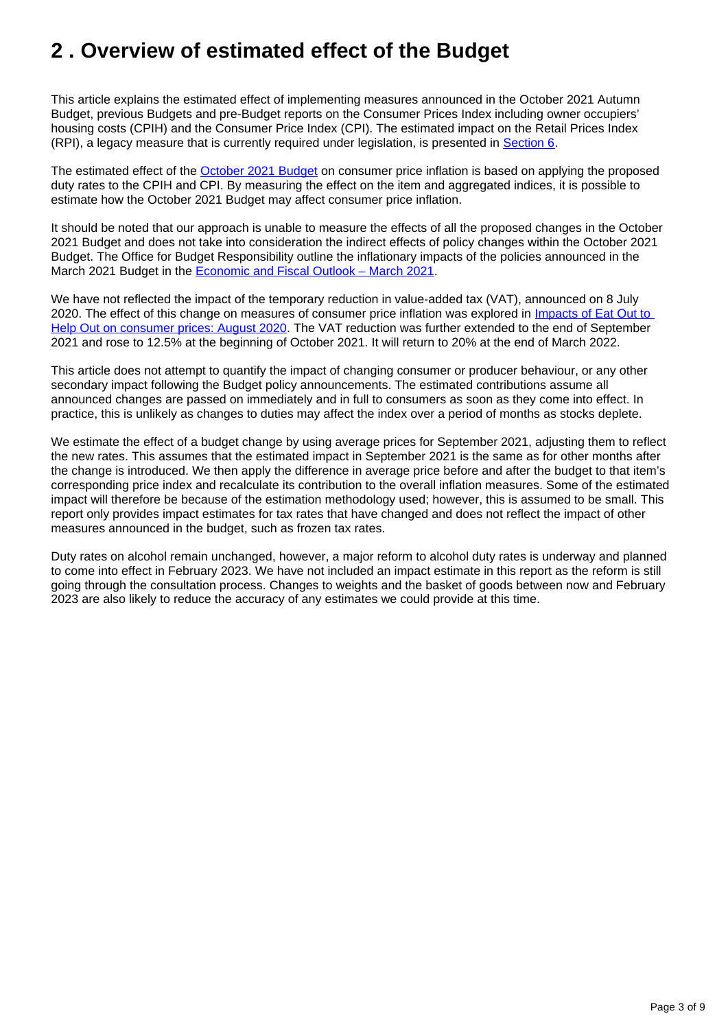## 2 . Overview of estimated effect of the Budget

This article explains the estimated effect of implementing measures announced in the October 2021 Autumn Budget, previous Budgets and pre-Budget reports on the Consumer Prices Index including owner occupiers' housing costs (CPIH) and the Consumer Price Index (CPI). The estimated impact on the Retail Prices Index (RPI), a legacy measure that is currently required under legislation, is presented in Section 6.

The estimated effect of the October 2021 Budget on consumer price inflation is based on applying the proposed duty rates to the CPIH and CPI. By measuring the effect on the item and aggregated indices, it is possible to estimate how the October 2021 Budget may affect consumer price inflation.

It should be noted that our approach is unable to measure the effects of all the proposed changes in the October 2021 Budget and does not take into consideration the indirect effects of policy changes within the October 2021 Budget. The Office for Budget Responsibility outline the inflationary impacts of the policies announced in the March 2021 Budget in the Economic and Fiscal Outlook – March 2021.

We have not reflected the impact of the temporary reduction in value-added tax (VAT), announced on 8 July 2020. The effect of this change on measures of consumer price inflation was explored in Impacts of Eat Out to Help Out on consumer prices: August 2020. The VAT reduction was further extended to the end of September 2021 and rose to 12.5% at the beginning of October 2021. It will return to 20% at the end of March 2022.

This article does not attempt to quantify the impact of changing consumer or producer behaviour, or any other secondary impact following the Budget policy announcements. The estimated contributions assume all announced changes are passed on immediately and in full to consumers as soon as they come into effect. In practice, this is unlikely as changes to duties may affect the index over a period of months as stocks deplete.

We estimate the effect of a budget change by using average prices for September 2021, adjusting them to reflect the new rates. This assumes that the estimated impact in September 2021 is the same as for other months after the change is introduced. We then apply the difference in average price before and after the budget to that item's corresponding price index and recalculate its contribution to the overall inflation measures. Some of the estimated impact will therefore be because of the estimation methodology used; however, this is assumed to be small. This report only provides impact estimates for tax rates that have changed and does not reflect the impact of other measures announced in the budget, such as frozen tax rates.

Duty rates on alcohol remain unchanged, however, a major reform to alcohol duty rates is underway and planned to come into effect in February 2023. We have not included an impact estimate in this report as the reform is still going through the consultation process. Changes to weights and the basket of goods between now and February 2023 are also likely to reduce the accuracy of any estimates we could provide at this time.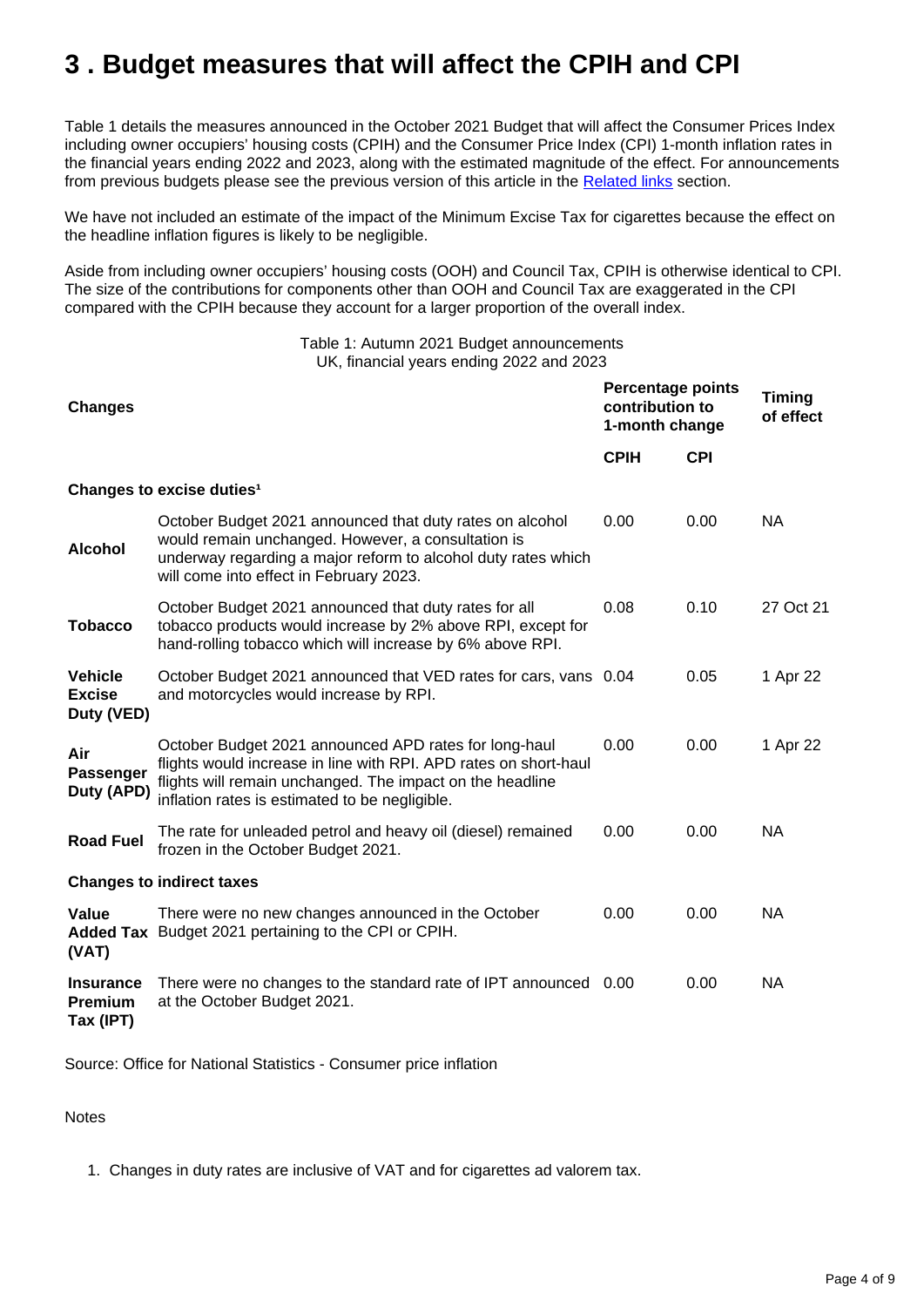# 3 . Budget measures that will affect the CPIH and CPI

Table 1 details the measures announced in the October 2021 Budget that will affect the Consumer Prices Index including owner occupiers' housing costs (CPIH) and the Consumer Price Index (CPI) 1-month inflation rates in the financial years ending 2022 and 2023, along with the estimated magnitude of the effect. For announcements from previous budgets please see the previous version of this article in the Related links section.

We have not included an estimate of the impact of the Minimum Excise Tax for cigarettes because the effect on the headline inflation figures is likely to be negligible.

Aside from including owner occupiers' housing costs (OOH) and Council Tax, CPIH is otherwise identical to CPI. The size of the contributions for components other than OOH and Council Tax are exaggerated in the CPI compared with the CPIH because they account for a larger proportion of the overall index.

Table 1: Autumn 2021 Budget announcements
UK, financial years ending 2022 and 2023

| Changes | | Percentage points contribution to 1-month change | | Timing of effect |
|---|---|---|---|---|
| | | **CPIH** | **CPI** | |
| **Changes to excise duties[1]** | | | | |
| **Alcohol** | October Budget 2021 announced that duty rates on alcohol would remain unchanged. However, a consultation is underway regarding a major reform to alcohol duty rates which will come into effect in February 2023. | 0.00 | 0.00 | NA |
| **Tobacco** | October Budget 2021 announced that duty rates for all tobacco products would increase by 2% above RPI, except for hand-rolling tobacco which will increase by 6% above RPI. | 0.08 | 0.10 | 27 Oct 21 |
| **Vehicle Excise Duty (VED)** | October Budget 2021 announced that VED rates for cars, vans and motorcycles would increase by RPI. | 0.04 | 0.05 | 1 Apr 22 |
| **Air Passenger Duty (APD)** | October Budget 2021 announced APD rates for long-haul flights would increase in line with RPI. APD rates on short-haul flights will remain unchanged. The impact on the headline inflation rates is estimated to be negligible. | 0.00 | 0.00 | 1 Apr 22 |
| **Road Fuel** | The rate for unleaded petrol and heavy oil (diesel) remained frozen in the October Budget 2021. | 0.00 | 0.00 | NA |
| **Changes to indirect taxes** | | | | |
| **Value Added Tax (VAT)** | There were no new changes announced in the October Budget 2021 pertaining to the CPI or CPIH. | 0.00 | 0.00 | NA |
| **Insurance Premium Tax (IPT)** | There were no changes to the standard rate of IPT announced at the October Budget 2021. | 0.00 | 0.00 | NA |

Source: Office for National Statistics - Consumer price inflation

Notes

1. Changes in duty rates are inclusive of VAT and for cigarettes ad valorem tax.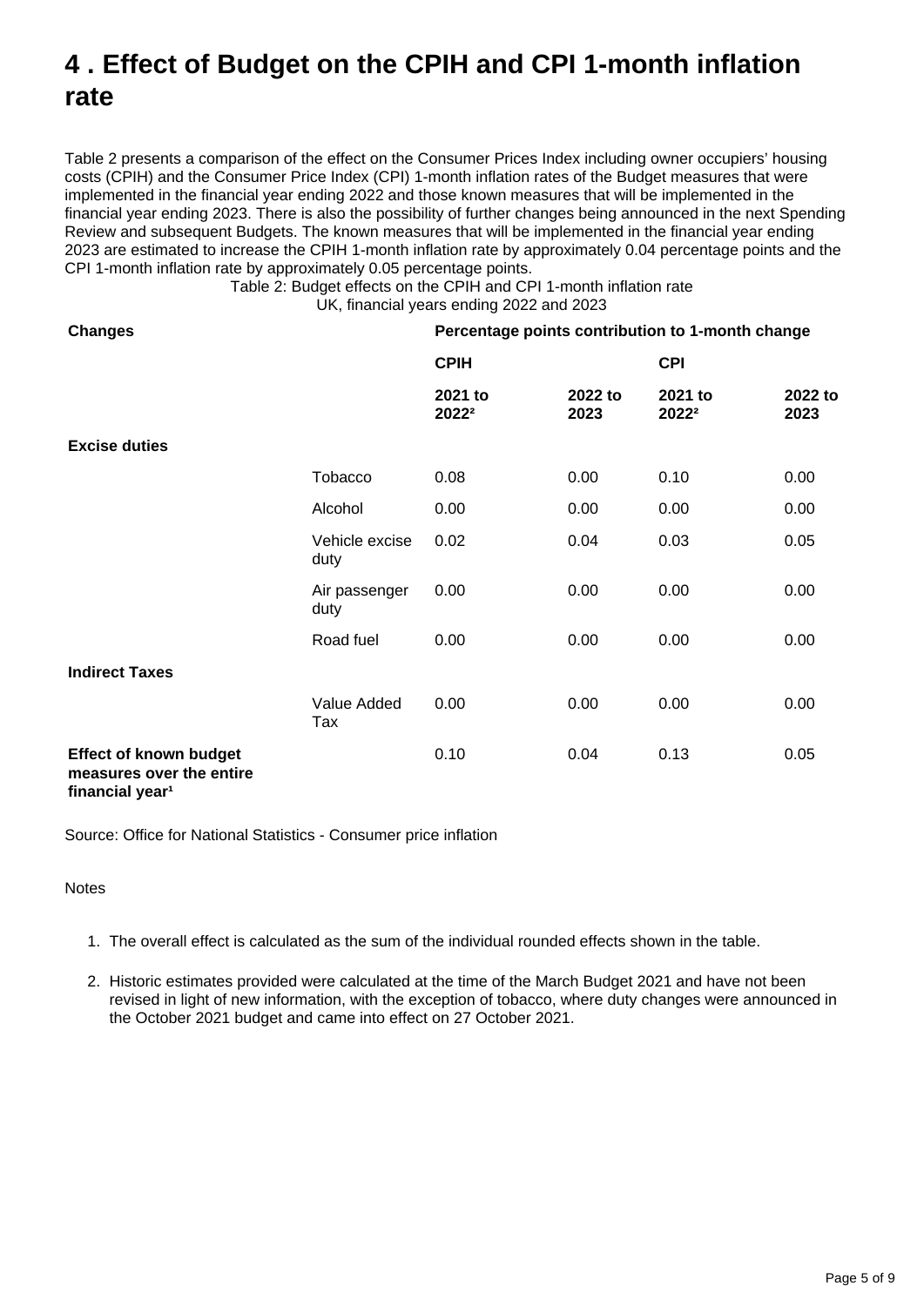# 4 . Effect of Budget on the CPIH and CPI 1-month inflation rate

Table 2 presents a comparison of the effect on the Consumer Prices Index including owner occupiers' housing costs (CPIH) and the Consumer Price Index (CPI) 1-month inflation rates of the Budget measures that were implemented in the financial year ending 2022 and those known measures that will be implemented in the financial year ending 2023. There is also the possibility of further changes being announced in the next Spending Review and subsequent Budgets. The known measures that will be implemented in the financial year ending 2023 are estimated to increase the CPIH 1-month inflation rate by approximately 0.04 percentage points and the CPI 1-month inflation rate by approximately 0.05 percentage points.

Table 2: Budget effects on the CPIH and CPI 1-month inflation rate
UK, financial years ending 2022 and 2023

| **Changes** | | **Percentage points contribution to 1-month change** | | | |
|---|---|---|---|---|---|
| | | **CPIH** | | **CPI** | |
| | | **2021 to 2022[2]** | **2022 to 2023** | **2021 to 2022[2]** | **2022 to 2023** |
| **Excise duties** | | | | | |
| | Tobacco | 0.08 | 0.00 | 0.10 | 0.00 |
| | Alcohol | 0.00 | 0.00 | 0.00 | 0.00 |
| | Vehicle excise duty | 0.02 | 0.04 | 0.03 | 0.05 |
| | Air passenger duty | 0.00 | 0.00 | 0.00 | 0.00 |
| | Road fuel | 0.00 | 0.00 | 0.00 | 0.00 |
| **Indirect Taxes** | | | | | |
| | Value Added Tax | 0.00 | 0.00 | 0.00 | 0.00 |
| **Effect of known budget measures over the entire financial year[1]** | | 0.10 | 0.04 | 0.13 | 0.05 |

Source: Office for National Statistics - Consumer price inflation

Notes

1. The overall effect is calculated as the sum of the individual rounded effects shown in the table.
2. Historic estimates provided were calculated at the time of the March Budget 2021 and have not been revised in light of new information, with the exception of tobacco, where duty changes were announced in the October 2021 budget and came into effect on 27 October 2021.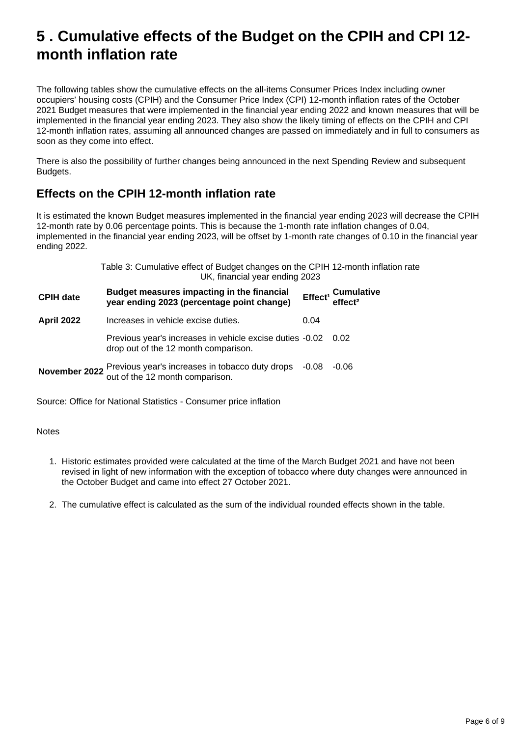# 5 . Cumulative effects of the Budget on the CPIH and CPI 12-month inflation rate

The following tables show the cumulative effects on the all-items Consumer Prices Index including owner occupiers' housing costs (CPIH) and the Consumer Price Index (CPI) 12-month inflation rates of the October 2021 Budget measures that were implemented in the financial year ending 2022 and known measures that will be implemented in the financial year ending 2023. They also show the likely timing of effects on the CPIH and CPI 12-month inflation rates, assuming all announced changes are passed on immediately and in full to consumers as soon as they come into effect.

There is also the possibility of further changes being announced in the next Spending Review and subsequent Budgets.

## Effects on the CPIH 12-month inflation rate

It is estimated the known Budget measures implemented in the financial year ending 2023 will decrease the CPIH 12-month rate by 0.06 percentage points. This is because the 1-month rate inflation changes of 0.04, implemented in the financial year ending 2023, will be offset by 1-month rate changes of 0.10 in the financial year ending 2022.

Table 3: Cumulative effect of Budget changes on the CPIH 12-month inflation rate
UK, financial year ending 2023

| CPIH date | Budget measures impacting in the financial year ending 2023 (percentage point change) | Effect[1] | Cumulative effect[2] |
|---|---|---|---|
| **April 2022** | Increases in vehicle excise duties. | 0.04 | |
| | Previous year's increases in vehicle excise duties drop out of the 12 month comparison. | -0.02 | 0.02 |
| **November 2022** | Previous year's increases in tobacco duty drops out of the 12 month comparison. | -0.08 | -0.06 |

Source: Office for National Statistics - Consumer price inflation

Notes

1. Historic estimates provided were calculated at the time of the March Budget 2021 and have not been revised in light of new information with the exception of tobacco where duty changes were announced in the October Budget and came into effect 27 October 2021.

2. The cumulative effect is calculated as the sum of the individual rounded effects shown in the table.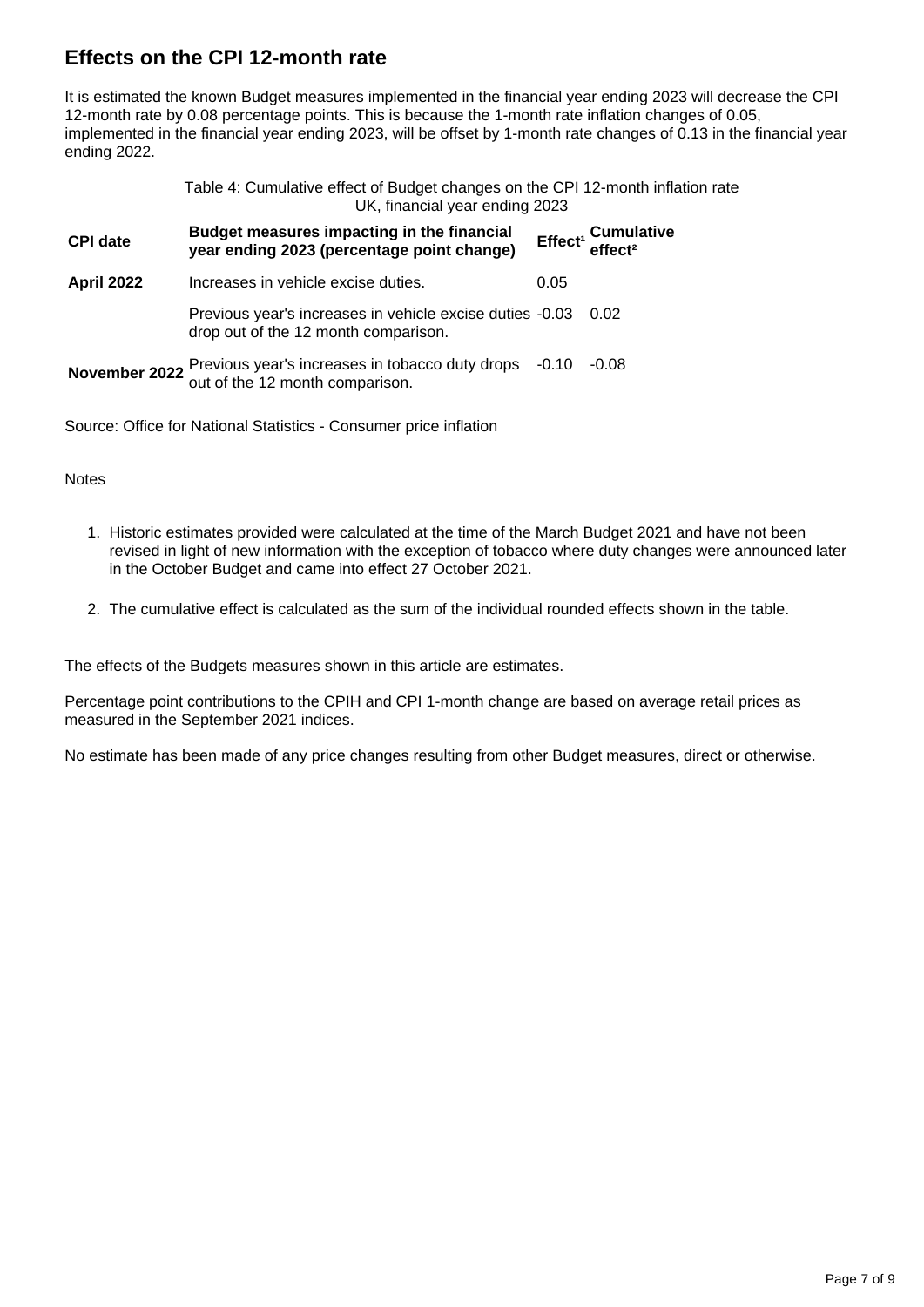## Effects on the CPI 12-month rate

It is estimated the known Budget measures implemented in the financial year ending 2023 will decrease the CPI 12-month rate by 0.08 percentage points. This is because the 1-month rate inflation changes of 0.05, implemented in the financial year ending 2023, will be offset by 1-month rate changes of 0.13 in the financial year ending 2022.

Table 4: Cumulative effect of Budget changes on the CPI 12-month inflation rate
UK, financial year ending 2023

| CPI date | Budget measures impacting in the financial year ending 2023 (percentage point change) | Effect[1] | Cumulative effect[2] |
|---|---|---|---|
| **April 2022** | Increases in vehicle excise duties. | 0.05 | |
| | Previous year's increases in vehicle excise duties drop out of the 12 month comparison. | -0.03 | 0.02 |
| **November 2022** | Previous year's increases in tobacco duty drops out of the 12 month comparison. | -0.10 | -0.08 |

Source: Office for National Statistics - Consumer price inflation

Notes

1. Historic estimates provided were calculated at the time of the March Budget 2021 and have not been revised in light of new information with the exception of tobacco where duty changes were announced later in the October Budget and came into effect 27 October 2021.
2. The cumulative effect is calculated as the sum of the individual rounded effects shown in the table.

The effects of the Budgets measures shown in this article are estimates.

Percentage point contributions to the CPIH and CPI 1-month change are based on average retail prices as measured in the September 2021 indices.

No estimate has been made of any price changes resulting from other Budget measures, direct or otherwise.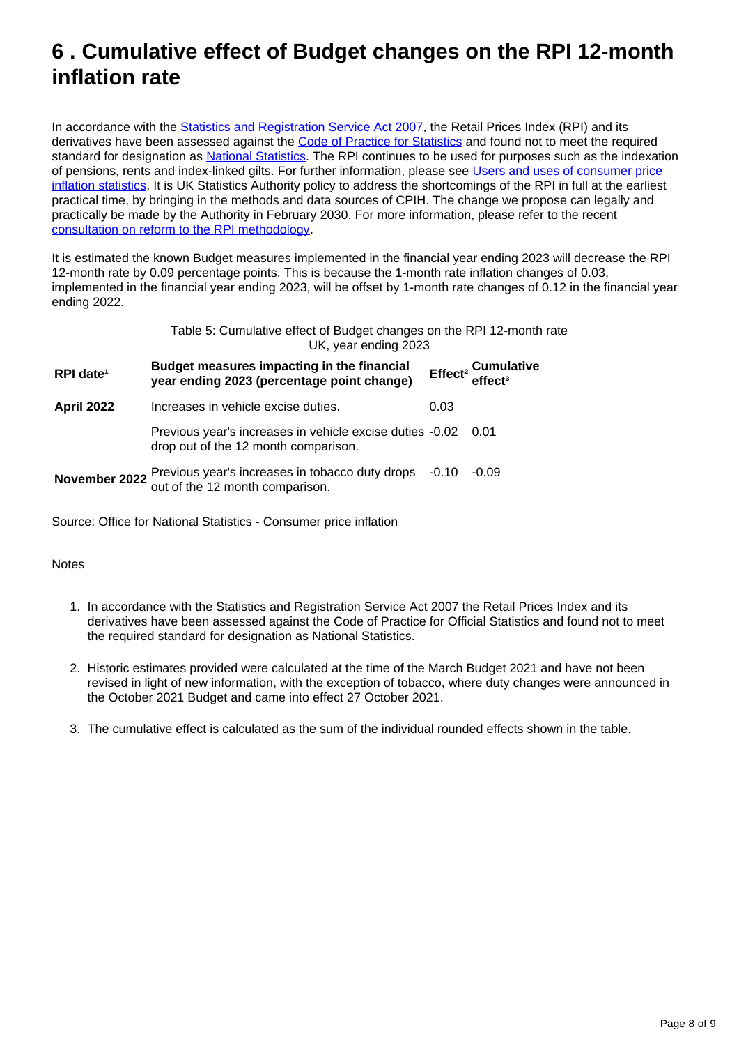# 6 . Cumulative effect of Budget changes on the RPI 12-month inflation rate

In accordance with the Statistics and Registration Service Act 2007, the Retail Prices Index (RPI) and its derivatives have been assessed against the Code of Practice for Statistics and found not to meet the required standard for designation as National Statistics. The RPI continues to be used for purposes such as the indexation of pensions, rents and index-linked gilts. For further information, please see Users and uses of consumer price inflation statistics. It is UK Statistics Authority policy to address the shortcomings of the RPI in full at the earliest practical time, by bringing in the methods and data sources of CPIH. The change we propose can legally and practically be made by the Authority in February 2030. For more information, please refer to the recent consultation on reform to the RPI methodology.

It is estimated the known Budget measures implemented in the financial year ending 2023 will decrease the RPI 12-month rate by 0.09 percentage points. This is because the 1-month rate inflation changes of 0.03, implemented in the financial year ending 2023, will be offset by 1-month rate changes of 0.12 in the financial year ending 2022.

Table 5: Cumulative effect of Budget changes on the RPI 12-month rate
UK, year ending 2023

| RPI date[1] | Budget measures impacting in the financial year ending 2023 (percentage point change) | Effect[2] | Cumulative effect[3] |
|---|---|---|---|
| **April 2022** | Increases in vehicle excise duties. | 0.03 | |
| | Previous year's increases in vehicle excise duties drop out of the 12 month comparison. | -0.02 | 0.01 |
| **November 2022** | Previous year's increases in tobacco duty drops out of the 12 month comparison. | -0.10 | -0.09 |

Source: Office for National Statistics - Consumer price inflation

Notes

1. In accordance with the Statistics and Registration Service Act 2007 the Retail Prices Index and its derivatives have been assessed against the Code of Practice for Official Statistics and found not to meet the required standard for designation as National Statistics.

2. Historic estimates provided were calculated at the time of the March Budget 2021 and have not been revised in light of new information, with the exception of tobacco, where duty changes were announced in the October 2021 Budget and came into effect 27 October 2021.

3. The cumulative effect is calculated as the sum of the individual rounded effects shown in the table.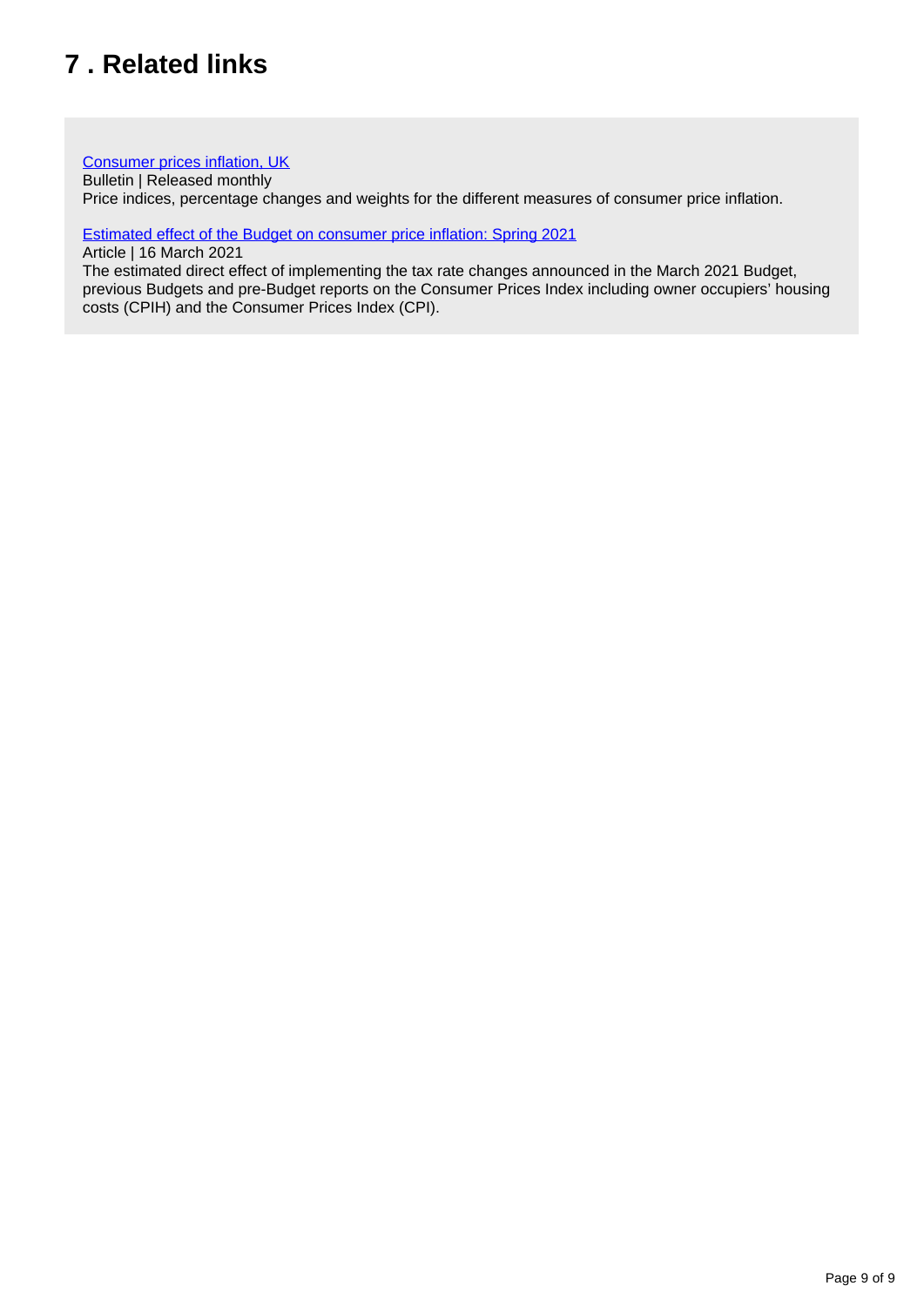## 7 . Related links

[Consumer prices inflation, UK]
Bulletin | Released monthly
Price indices, percentage changes and weights for the different measures of consumer price inflation.

[Estimated effect of the Budget on consumer price inflation: Spring 2021]
Article | 16 March 2021
The estimated direct effect of implementing the tax rate changes announced in the March 2021 Budget, previous Budgets and pre-Budget reports on the Consumer Prices Index including owner occupiers' housing costs (CPIH) and the Consumer Prices Index (CPI).